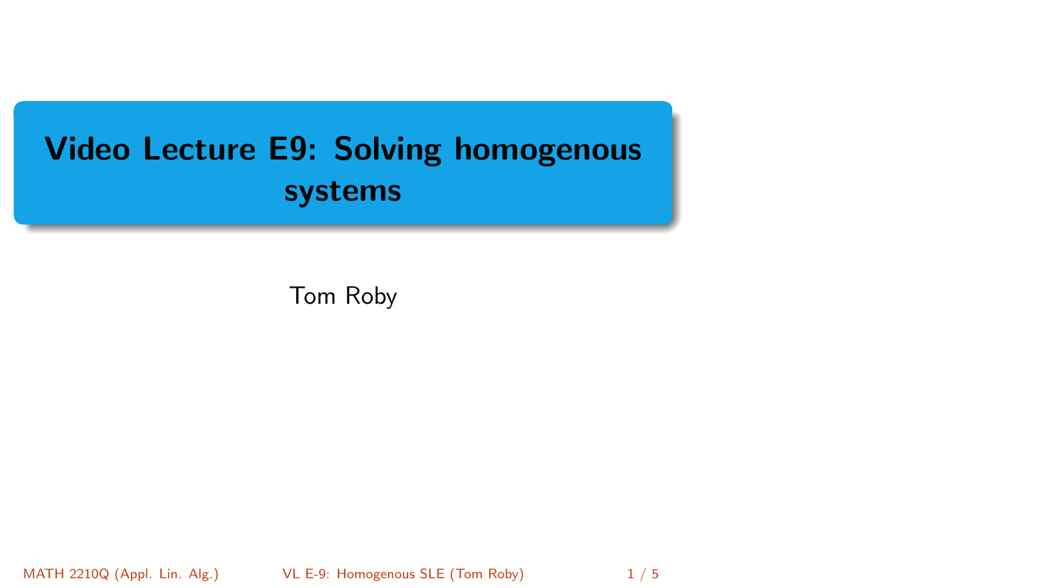# Video Lecture E9: Solving homogenous systems

Tom Roby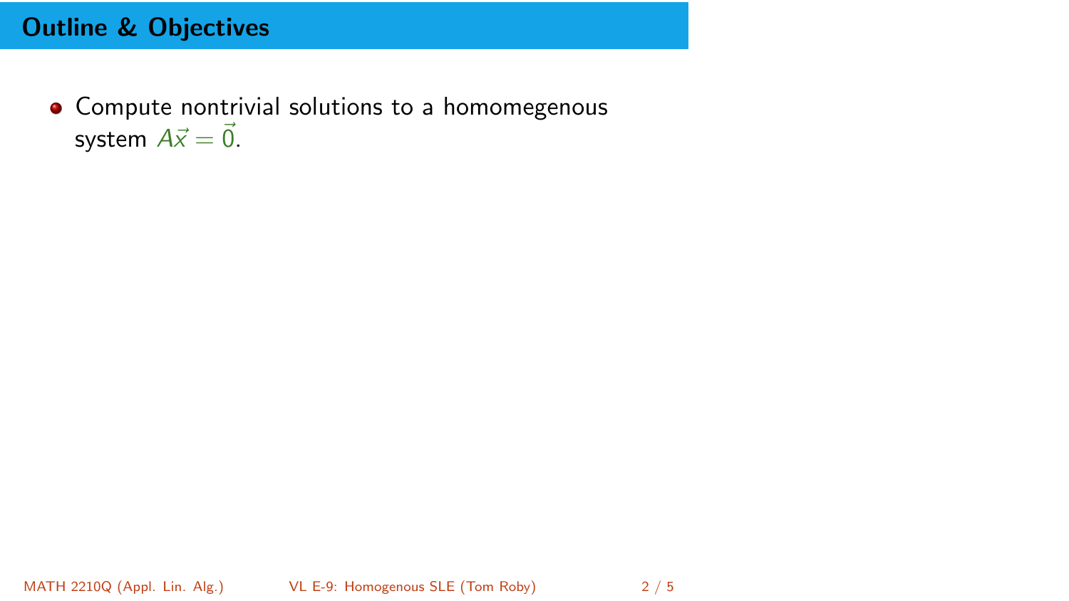## Outline & Objectives

- Compute nontrivial solutions to a homomegenous system $A\vec{x} = \vec{0}$.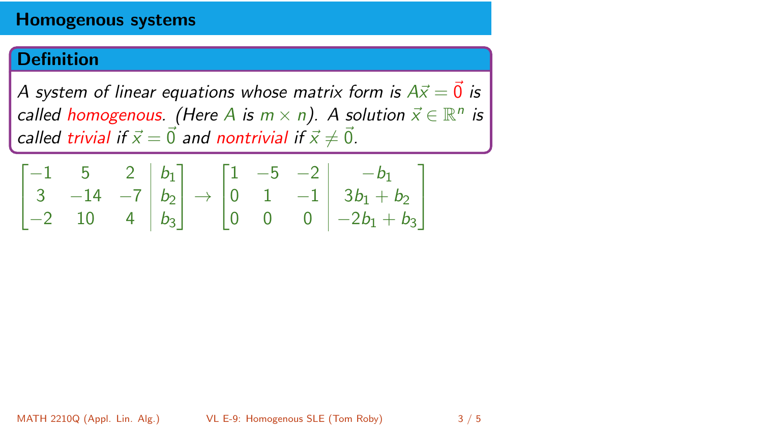## Homogenous systems

### Definition

*A system of linear equations whose matrix form is $A\vec{x} = \vec{0}$ is called homogenous. (Here $A$ is $m \times n$). A solution $\vec{x} \in \mathbb{R}^n$ is called trivial if $\vec{x} = \vec{0}$ and nontrivial if $\vec{x} \neq \vec{0}$.*

$$\left[\begin{array}{ccc|c} -1 & 5 & 2 & b_1 \\ 3 & -14 & -7 & b_2 \\ -2 & 10 & 4 & b_3 \end{array}\right] \to \left[\begin{array}{ccc|c} 1 & -5 & -2 & -b_1 \\ 0 & 1 & -1 & 3b_1 + b_2 \\ 0 & 0 & 0 & -2b_1 + b_3 \end{array}\right]$$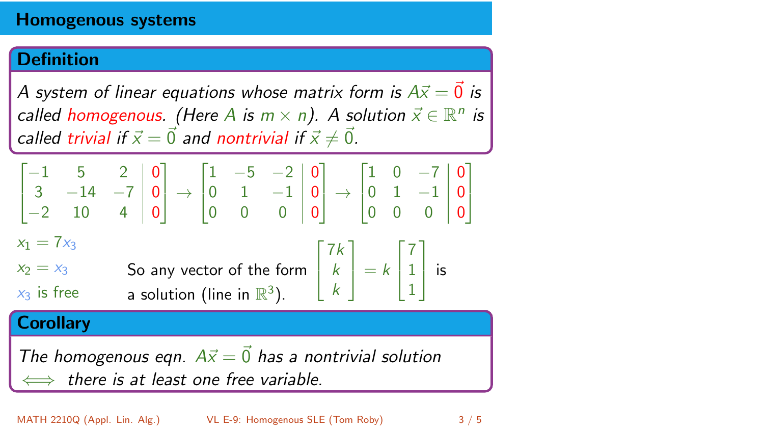# Homogenous systems

## Definition

*A system of linear equations whose matrix form is $A\vec{x} = \vec{0}$ is called **homogenous**. (Here $A$ is $m \times n$). A solution $\vec{x} \in \mathbb{R}^n$ is called **trivial** if $\vec{x} = \vec{0}$ and **nontrivial** if $\vec{x} \neq \vec{0}$.*

$$\left[\begin{array}{ccc|c} -1 & 5 & 2 & 0 \\ 3 & -14 & -7 & 0 \\ -2 & 10 & 4 & 0 \end{array}\right] \to \left[\begin{array}{ccc|c} 1 & -5 & -2 & 0 \\ 0 & 1 & -1 & 0 \\ 0 & 0 & 0 & 0 \end{array}\right] \to \left[\begin{array}{ccc|c} 1 & 0 & -7 & 0 \\ 0 & 1 & -1 & 0 \\ 0 & 0 & 0 & 0 \end{array}\right]$$

$x_1 = 7x_3$

$x_2 = x_3$

$x_3$ is free

So any vector of the form $\begin{bmatrix} 7k \\ k \\ k \end{bmatrix} = k \begin{bmatrix} 7 \\ 1 \\ 1 \end{bmatrix}$ is a solution (line in $\mathbb{R}^3$).

## Corollary

*The homogenous eqn. $A\vec{x} = \vec{0}$ has a nontrivial solution $\iff$ there is at least one free variable.*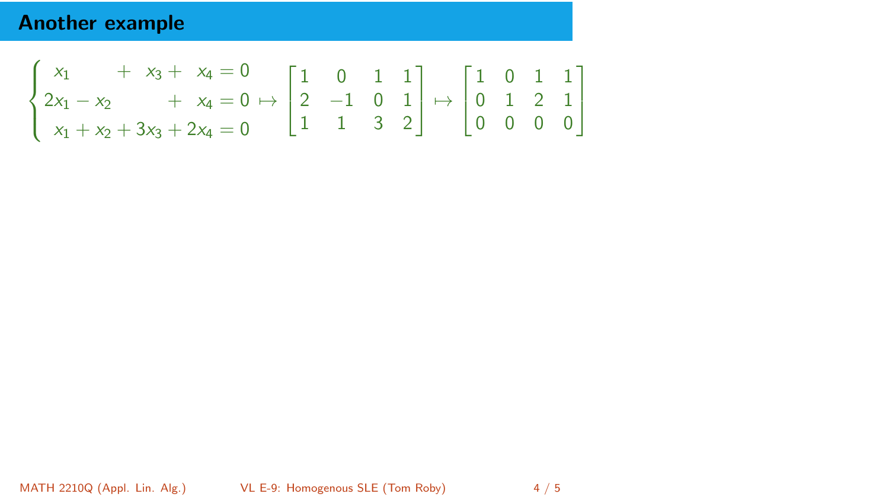# Another example

$$\begin{cases} x_1 \phantom{{}-x_2} + x_3 + x_4 = 0 \\ 2x_1 - x_2 \phantom{{}+3x_3} + x_4 = 0 \\ x_1 + x_2 + 3x_3 + 2x_4 = 0 \end{cases} \mapsto \begin{bmatrix} 1 & 0 & 1 & 1 \\ 2 & -1 & 0 & 1 \\ 1 & 1 & 3 & 2 \end{bmatrix} \mapsto \begin{bmatrix} 1 & 0 & 1 & 1 \\ 0 & 1 & 2 & 1 \\ 0 & 0 & 0 & 0 \end{bmatrix}$$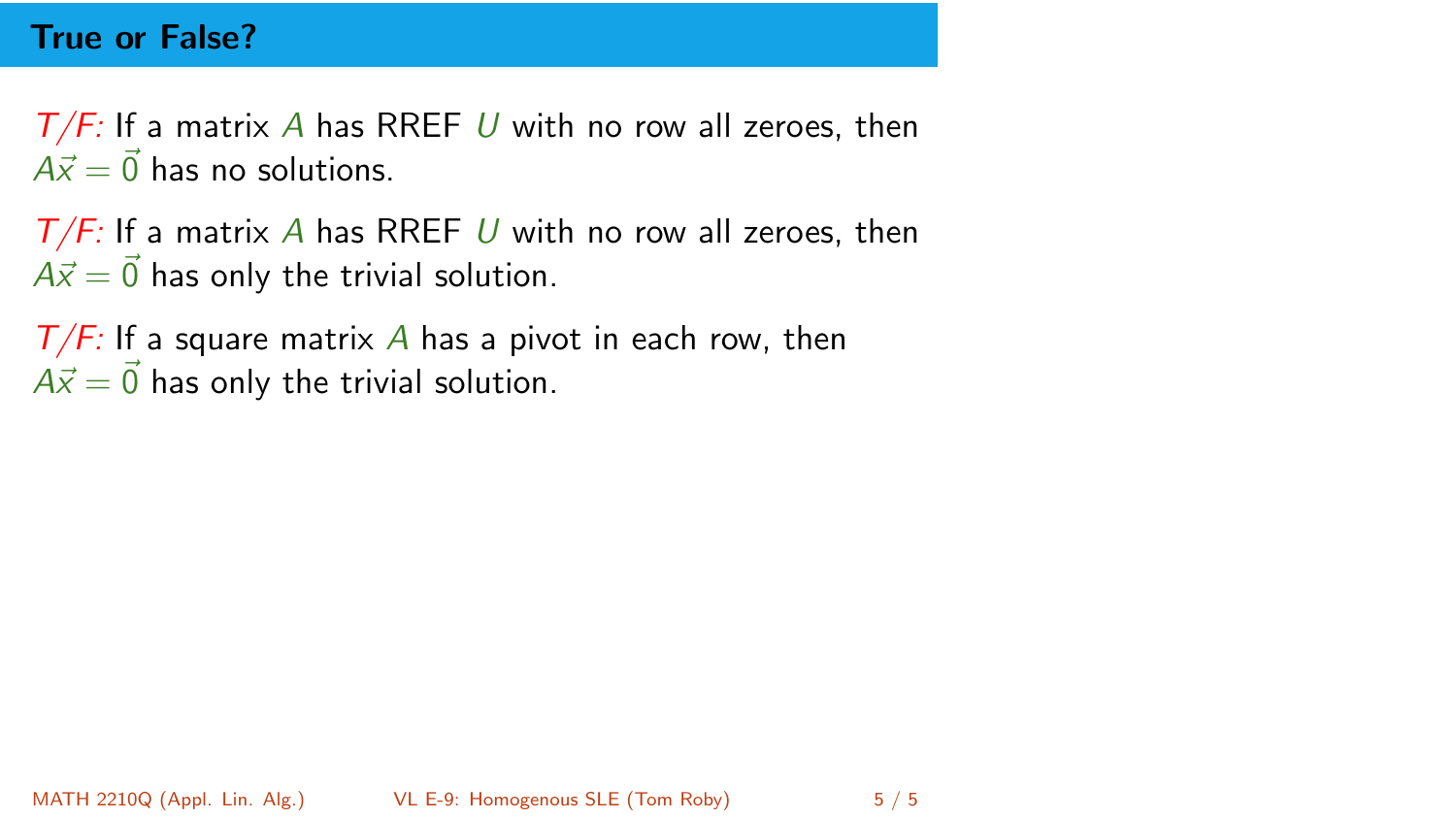## True or False?

*T/F:* If a matrix $A$ has RREF $U$ with no row all zeroes, then $A\vec{x} = \vec{0}$ has no solutions.

*T/F:* If a matrix $A$ has RREF $U$ with no row all zeroes, then $A\vec{x} = \vec{0}$ has only the trivial solution.

*T/F:* If a square matrix $A$ has a pivot in each row, then $A\vec{x} = \vec{0}$ has only the trivial solution.